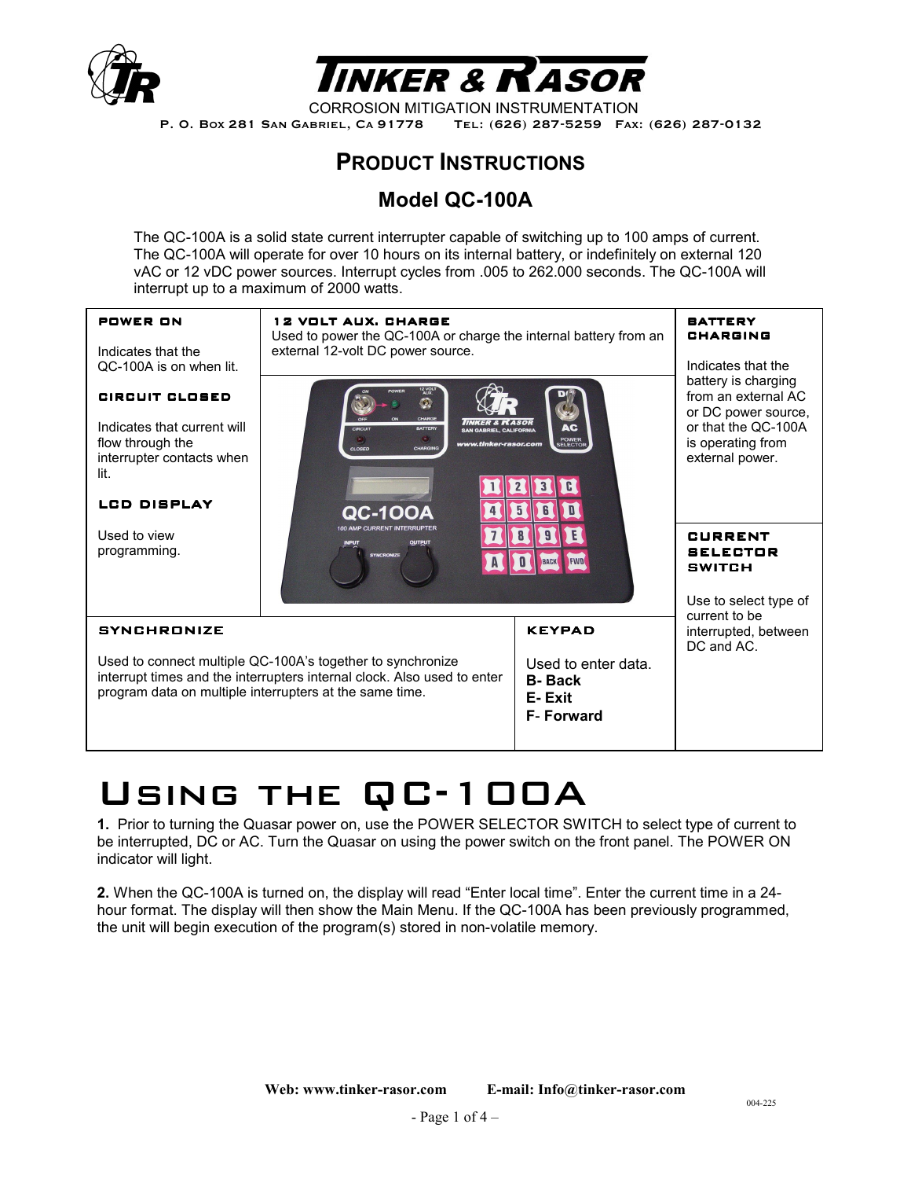# TINKER & RASOR

CORROSION MITIGATION INSTRUMENTATION

P. O. Box 281 San Gabriel, Ca 91778    Tel: (626) 287-5259    Fax: (626) 287-0132

## PRODUCT INSTRUCTIONS

## Model QC-100A

The QC-100A is a solid state current interrupter capable of switching up to 100 amps of current. The QC-100A will operate for over 10 hours on its internal battery, or indefinitely on external 120 vAC or 12 vDC power sources. Interrupt cycles from .005 to 262.000 seconds. The QC-100A will interrupt up to a maximum of 2000 watts.

**POWER ON**

Indicates that the QC-100A is on when lit.

**CIRCUIT CLOSED**

Indicates that current will flow through the interrupter contacts when lit.

**LCD DISPLAY**

Used to view programming.

**12 VOLT AUX. CHARGE**

Used to power the QC-100A or charge the internal battery from an external 12-volt DC power source.

**BATTERY CHARGING**

Indicates that the battery is charging from an external AC or DC power source, or that the QC-100A is operating from external power.

**CURRENT SELECTOR SWITCH**

Use to select type of current to be interrupted, between DC and AC.

**SYNCHRONIZE**

Used to connect multiple QC-100A's together to synchronize interrupt times and the interrupters internal clock. Also used to enter program data on multiple interrupters at the same time.

**KEYPAD**

Used to enter data.
**B- Back**
**E- Exit**
**F- Forward**

# Using the QC-100A

**1.** Prior to turning the Quasar power on, use the POWER SELECTOR SWITCH to select type of current to be interrupted, DC or AC. Turn the Quasar on using the power switch on the front panel. The POWER ON indicator will light.

**2.** When the QC-100A is turned on, the display will read "Enter local time". Enter the current time in a 24-hour format. The display will then show the Main Menu. If the QC-100A has been previously programmed, the unit will begin execution of the program(s) stored in non-volatile memory.

**Web: www.tinker-rasor.com**    **E-mail: Info@tinker-rasor.com**

004-225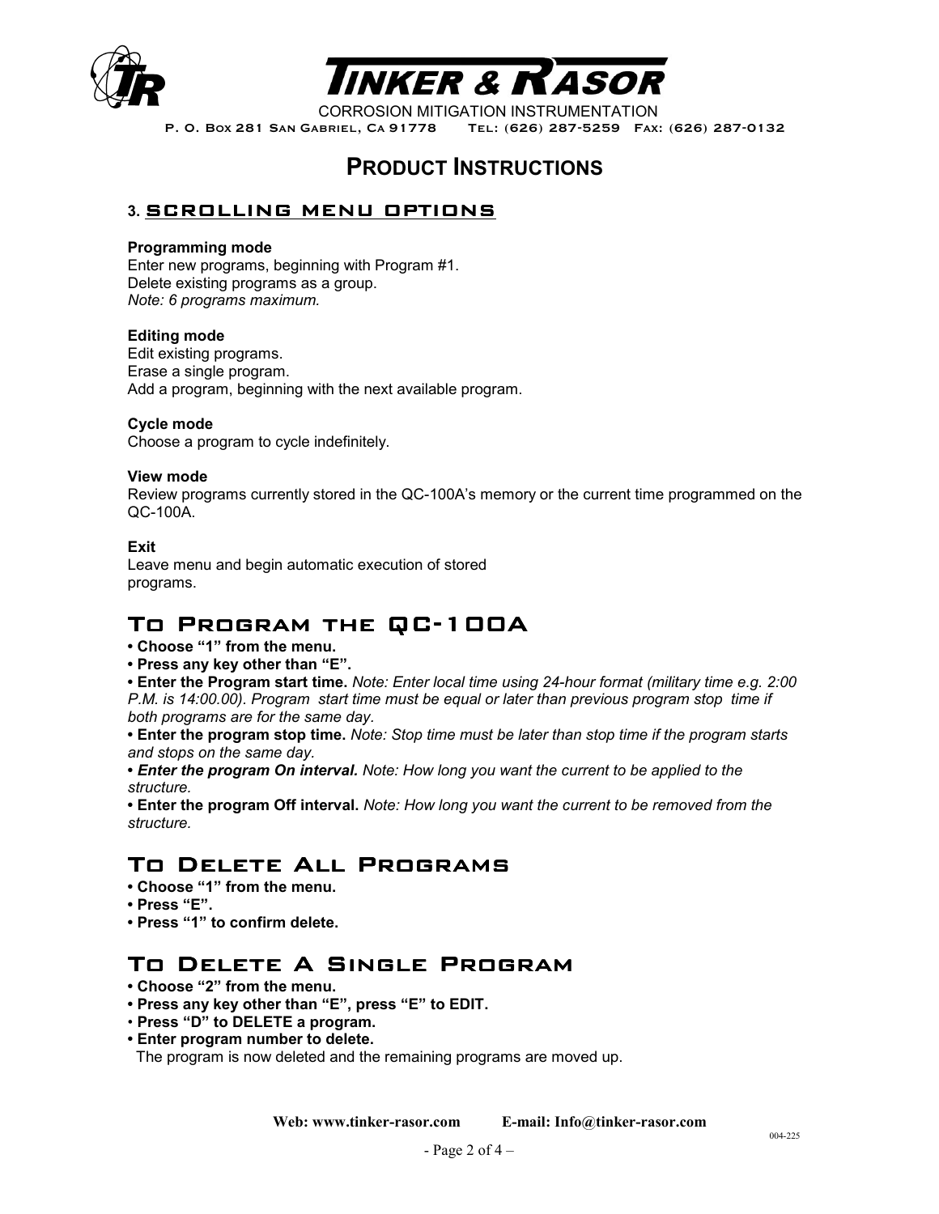# TINKER & RASOR

CORROSION MITIGATION INSTRUMENTATION

P. O. Box 281 San Gabriel, Ca 91778 Tel: (626) 287-5259 Fax: (626) 287-0132

## PRODUCT INSTRUCTIONS

### 3. SCROLLING MENU OPTIONS

**Programming mode**
Enter new programs, beginning with Program #1.
Delete existing programs as a group.
*Note: 6 programs maximum.*

**Editing mode**
Edit existing programs.
Erase a single program.
Add a program, beginning with the next available program.

**Cycle mode**
Choose a program to cycle indefinitely.

**View mode**
Review programs currently stored in the QC-100A's memory or the current time programmed on the QC-100A.

**Exit**
Leave menu and begin automatic execution of stored programs.

## To Program the QC-100A

- **Choose "1" from the menu.**
- **Press any key other than "E".**
- **Enter the Program start time.** *Note: Enter local time using 24-hour format (military time e.g. 2:00 P.M. is 14:00.00). Program start time must be equal or later than previous program stop time if both programs are for the same day.*
- **Enter the program stop time.** *Note: Stop time must be later than stop time if the program starts and stops on the same day.*
- ***Enter the program On interval.*** *Note: How long you want the current to be applied to the structure.*
- **Enter the program Off interval.** *Note: How long you want the current to be removed from the structure.*

## To Delete All Programs

- **Choose "1" from the menu.**
- **Press "E".**
- **Press "1" to confirm delete.**

## To Delete A Single Program

- **Choose "2" from the menu.**
- **Press any key other than "E", press "E" to EDIT.**
- **Press "D" to DELETE a program.**
- **Enter program number to delete.**

The program is now deleted and the remaining programs are moved up.

**Web: www.tinker-rasor.com E-mail: Info@tinker-rasor.com**

004-225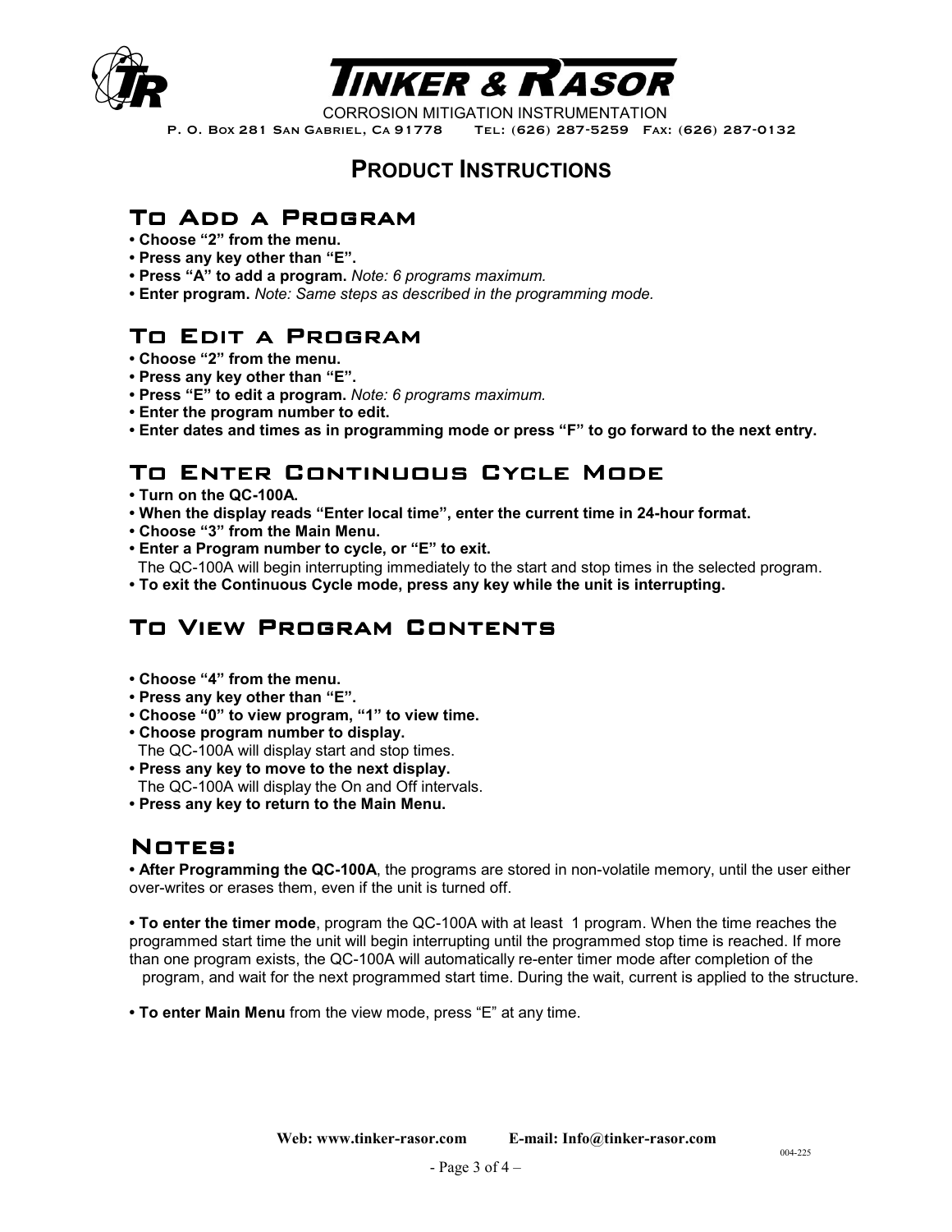# PRODUCT INSTRUCTIONS

## To Add a Program

- **Choose "2" from the menu.**
- **Press any key other than "E".**
- **Press "A" to add a program.** *Note: 6 programs maximum.*
- **Enter program.** *Note: Same steps as described in the programming mode.*

## To Edit a Program

- **Choose "2" from the menu.**
- **Press any key other than "E".**
- **Press "E" to edit a program.** *Note: 6 programs maximum.*
- **Enter the program number to edit.**
- **Enter dates and times as in programming mode or press "F" to go forward to the next entry.**

## To Enter Continuous Cycle Mode

- **Turn on the QC-100A.**
- **When the display reads "Enter local time", enter the current time in 24-hour format.**
- **Choose "3" from the Main Menu.**
- **Enter a Program number to cycle, or "E" to exit.**
  The QC-100A will begin interrupting immediately to the start and stop times in the selected program.
- **To exit the Continuous Cycle mode, press any key while the unit is interrupting.**

## To View Program Contents

- **Choose "4" from the menu.**
- **Press any key other than "E".**
- **Choose "0" to view program, "1" to view time.**
- **Choose program number to display.**
  The QC-100A will display start and stop times.
- **Press any key to move to the next display.**
  The QC-100A will display the On and Off intervals.
- **Press any key to return to the Main Menu.**

## Notes:

- **After Programming the QC-100A**, the programs are stored in non-volatile memory, until the user either over-writes or erases them, even if the unit is turned off.

- **To enter the timer mode**, program the QC-100A with at least 1 program. When the time reaches the programmed start time the unit will begin interrupting until the programmed stop time is reached. If more than one program exists, the QC-100A will automatically re-enter timer mode after completion of the program, and wait for the next programmed start time. During the wait, current is applied to the structure.

- **To enter Main Menu** from the view mode, press "E" at any time.

004-225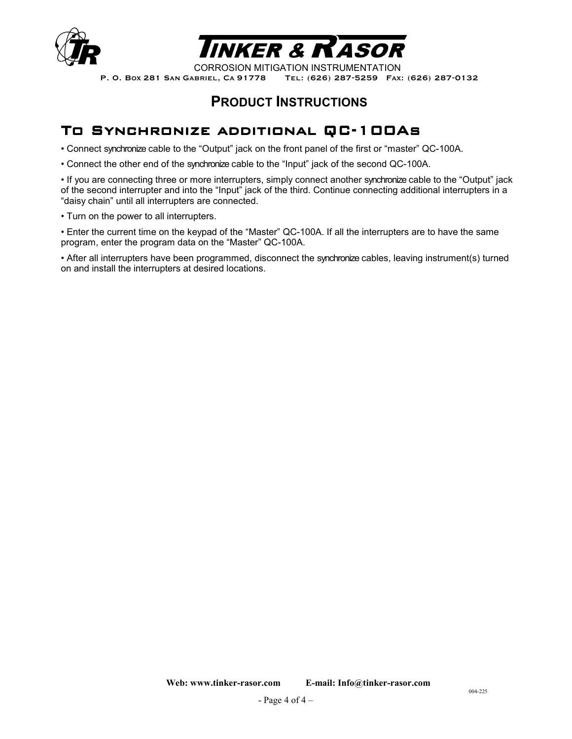# PRODUCT INSTRUCTIONS

## To Synchronize additional QC-100As

- Connect synchronize cable to the “Output” jack on the front panel of the first or “master” QC-100A.
- Connect the other end of the synchronize cable to the “Input” jack of the second QC-100A.
- If you are connecting three or more interrupters, simply connect another synchronize cable to the “Output” jack of the second interrupter and into the “Input” jack of the third. Continue connecting additional interrupters in a “daisy chain” until all interrupters are connected.
- Turn on the power to all interrupters.
- Enter the current time on the keypad of the “Master” QC-100A. If all the interrupters are to have the same program, enter the program data on the “Master” QC-100A.
- After all interrupters have been programmed, disconnect the synchronize cables, leaving instrument(s) turned on and install the interrupters at desired locations.